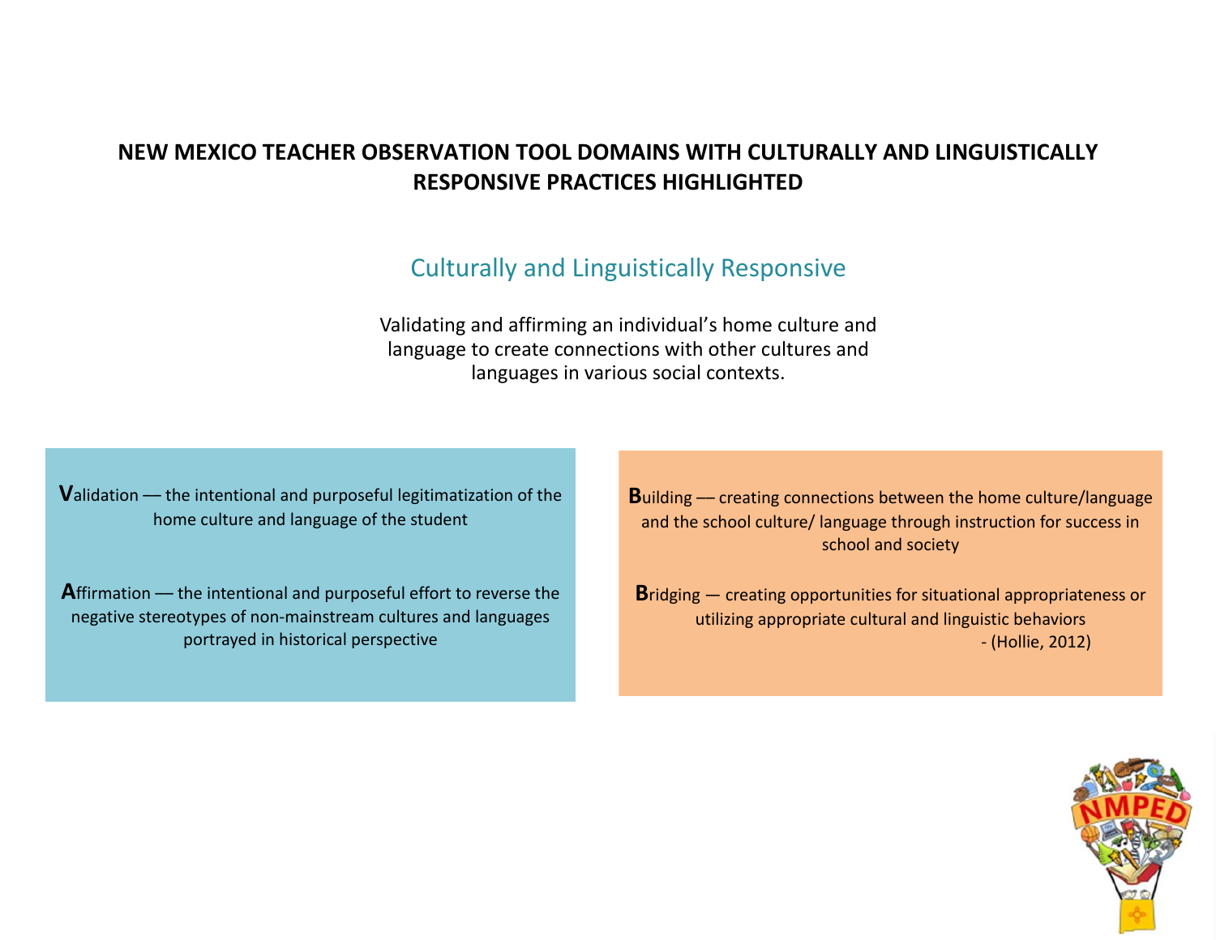# NEW MEXICO TEACHER OBSERVATION TOOL DOMAINS WITH CULTURALLY AND LINGUISTICALLY RESPONSIVE PRACTICES HIGHLIGHTED

## Culturally and Linguistically Responsive

Validating and affirming an individual's home culture and language to create connections with other cultures and languages in various social contexts.

**V**alidation — the intentional and purposeful legitimatization of the home culture and language of the student

**A**ffirmation — the intentional and purposeful effort to reverse the negative stereotypes of non-mainstream cultures and languages portrayed in historical perspective

**B**uilding — creating connections between the home culture/language and the school culture/ language through instruction for success in school and society

**B**ridging — creating opportunities for situational appropriateness or utilizing appropriate cultural and linguistic behaviors

- (Hollie, 2012)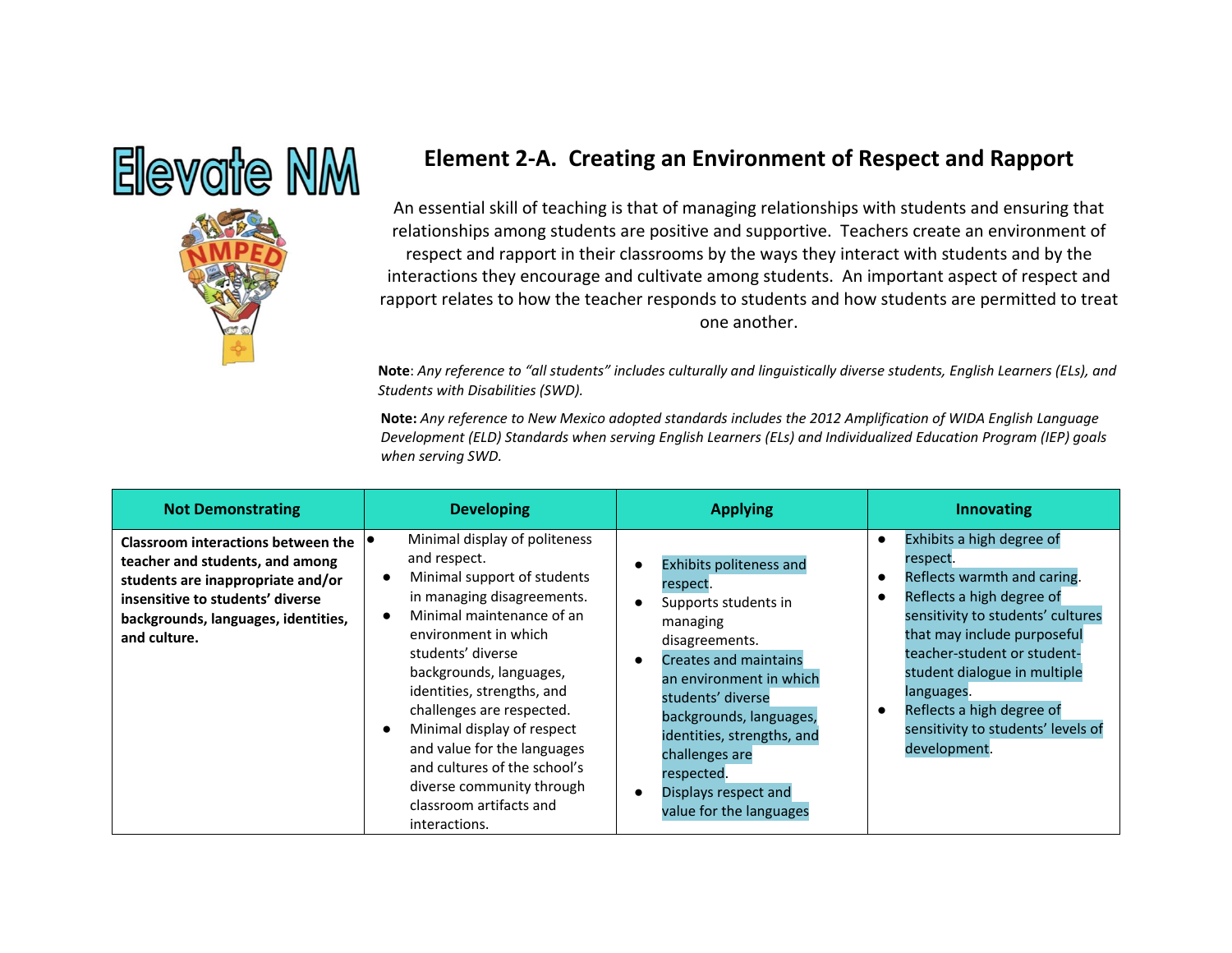Elevate NM

NMPED

## Element 2-A. Creating an Environment of Respect and Rapport

An essential skill of teaching is that of managing relationships with students and ensuring that relationships among students are positive and supportive. Teachers create an environment of respect and rapport in their classrooms by the ways they interact with students and by the interactions they encourage and cultivate among students. An important aspect of respect and rapport relates to how the teacher responds to students and how students are permitted to treat one another.

**Note**: *Any reference to "all students" includes culturally and linguistically diverse students, English Learners (ELs), and Students with Disabilities (SWD).*

**Note:** *Any reference to New Mexico adopted standards includes the 2012 Amplification of WIDA English Language Development (ELD) Standards when serving English Learners (ELs) and Individualized Education Program (IEP) goals when serving SWD.*

| Not Demonstrating | Developing | Applying | Innovating |
|---|---|---|---|
| **Classroom interactions between the teacher and students, and among students are inappropriate and/or insensitive to students' diverse backgrounds, languages, identities, and culture.** | • Minimal display of politeness and respect.<br>• Minimal support of students in managing disagreements.<br>• Minimal maintenance of an environment in which students' diverse backgrounds, languages, identities, strengths, and challenges are respected.<br>• Minimal display of respect and value for the languages and cultures of the school's diverse community through classroom artifacts and interactions. | • Exhibits politeness and respect.<br>• Supports students in managing disagreements.<br>• Creates and maintains an environment in which students' diverse backgrounds, languages, identities, strengths, and challenges are respected.<br>• Displays respect and value for the languages | • Exhibits a high degree of respect.<br>• Reflects warmth and caring.<br>• Reflects a high degree of sensitivity to students' cultures that may include purposeful teacher-student or student-student dialogue in multiple languages.<br>• Reflects a high degree of sensitivity to students' levels of development. |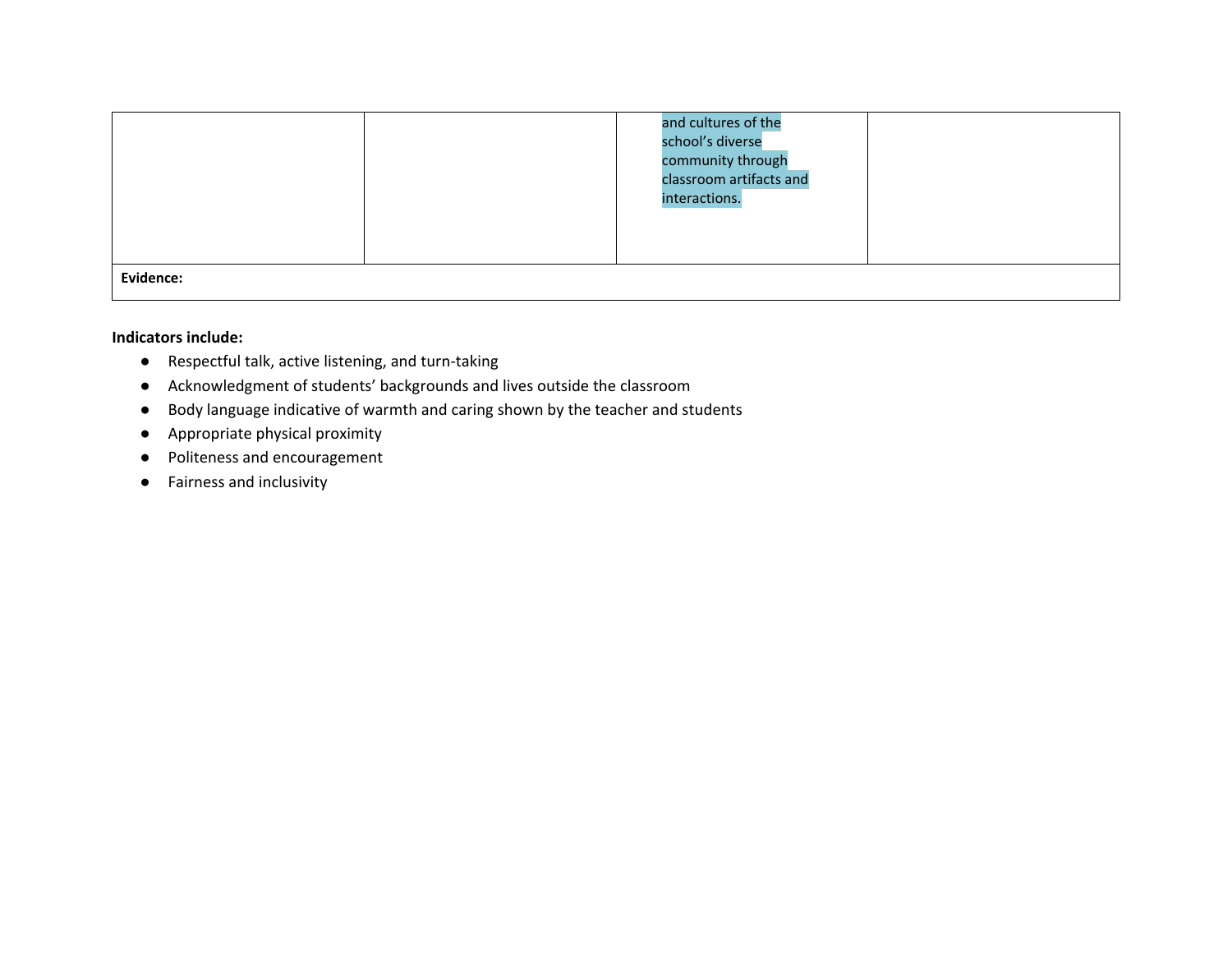|  |  |  |  |
|---|---|---|---|
|  |  | and cultures of the school's diverse community through classroom artifacts and interactions. |  |
| **Evidence:** | | | |

**Indicators include:**

- Respectful talk, active listening, and turn-taking
- Acknowledgment of students' backgrounds and lives outside the classroom
- Body language indicative of warmth and caring shown by the teacher and students
- Appropriate physical proximity
- Politeness and encouragement
- Fairness and inclusivity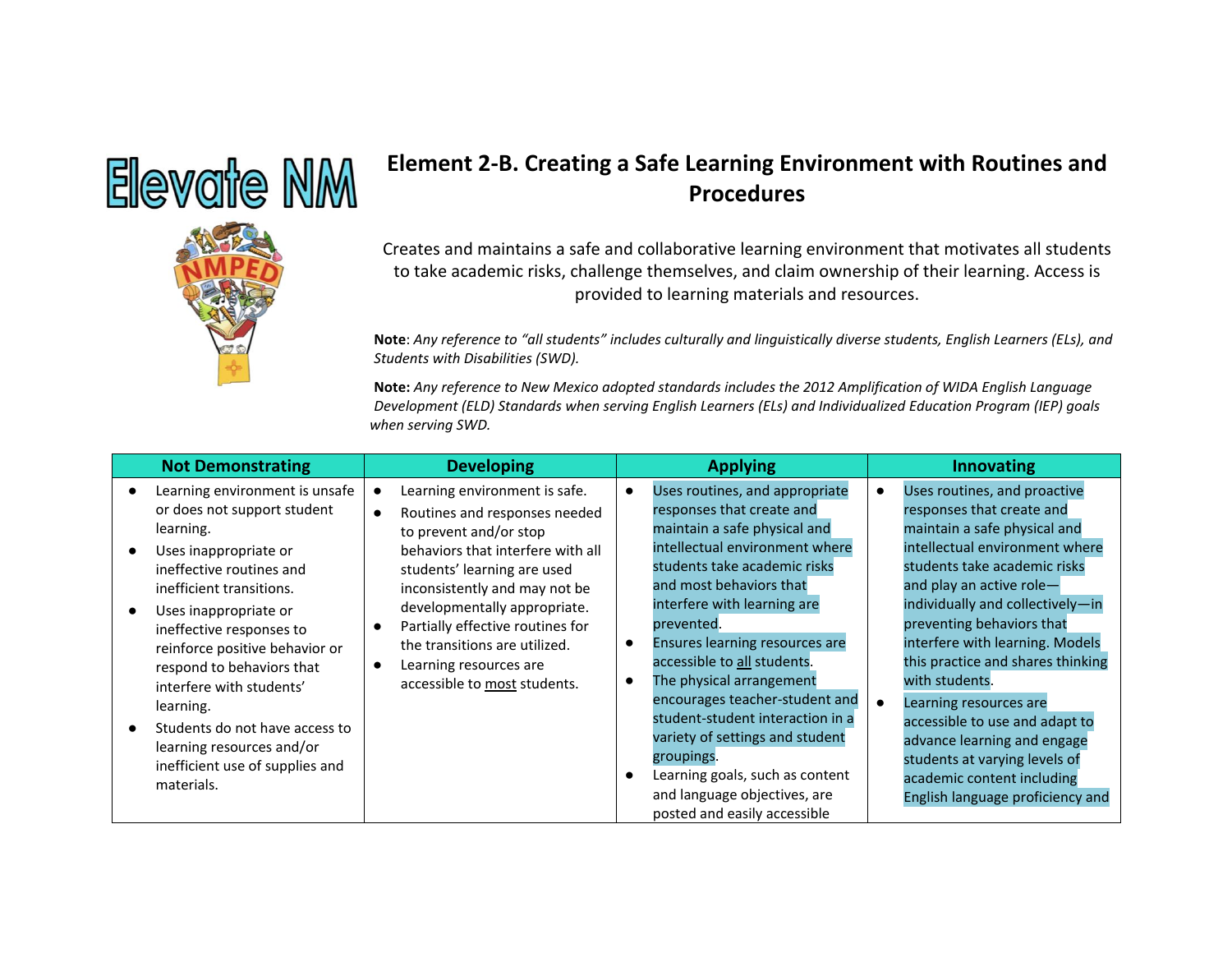Elevate NM

# Element 2-B. Creating a Safe Learning Environment with Routines and Procedures

Creates and maintains a safe and collaborative learning environment that motivates all students to take academic risks, challenge themselves, and claim ownership of their learning. Access is provided to learning materials and resources.

**Note**: *Any reference to "all students" includes culturally and linguistically diverse students, English Learners (ELs), and Students with Disabilities (SWD).*

**Note:** *Any reference to New Mexico adopted standards includes the 2012 Amplification of WIDA English Language Development (ELD) Standards when serving English Learners (ELs) and Individualized Education Program (IEP) goals when serving SWD.*

| Not Demonstrating | Developing | Applying | Innovating |
|---|---|---|---|
| • Learning environment is unsafe or does not support student learning.<br>• Uses inappropriate or ineffective routines and inefficient transitions.<br>• Uses inappropriate or ineffective responses to reinforce positive behavior or respond to behaviors that interfere with students' learning.<br>• Students do not have access to learning resources and/or inefficient use of supplies and materials. | • Learning environment is safe.<br>• Routines and responses needed to prevent and/or stop behaviors that interfere with all students' learning are used inconsistently and may not be developmentally appropriate.<br>• Partially effective routines for the transitions are utilized.<br>• Learning resources are accessible to <u>most</u> students. | • Uses routines, and appropriate responses that create and maintain a safe physical and intellectual environment where students take academic risks and most behaviors that interfere with learning are prevented.<br>• Ensures learning resources are accessible to <u>all</u> students.<br>• The physical arrangement encourages teacher-student and student-student interaction in a variety of settings and student groupings.<br>• Learning goals, such as content and language objectives, are posted and easily accessible | • Uses routines, and proactive responses that create and maintain a safe physical and intellectual environment where students take academic risks and play an active role—individually and collectively—in preventing behaviors that interfere with learning. Models this practice and shares thinking with students.<br>• Learning resources are accessible to use and adapt to advance learning and engage students at varying levels of academic content including English language proficiency and |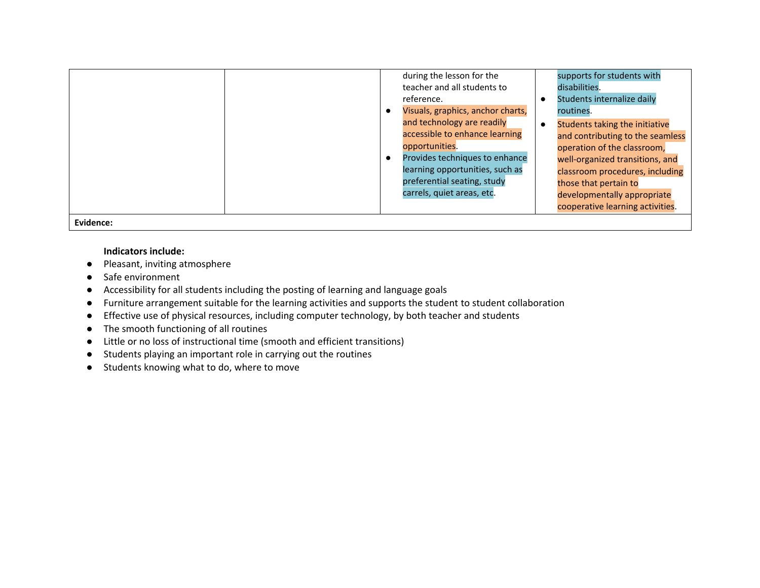| | | | |
|---|---|---|---|
| | | during the lesson for the teacher and all students to reference.<br>● Visuals, graphics, anchor charts, and technology are readily accessible to enhance learning opportunities.<br>● Provides techniques to enhance learning opportunities, such as preferential seating, study carrels, quiet areas, etc. | supports for students with disabilities.<br>● Students internalize daily routines.<br>● Students taking the initiative and contributing to the seamless operation of the classroom, well-organized transitions, and classroom procedures, including those that pertain to developmentally appropriate cooperative learning activities. |
| **Evidence:** | | | |

**Indicators include:**

- Pleasant, inviting atmosphere
- Safe environment
- Accessibility for all students including the posting of learning and language goals
- Furniture arrangement suitable for the learning activities and supports the student to student collaboration
- Effective use of physical resources, including computer technology, by both teacher and students
- The smooth functioning of all routines
- Little or no loss of instructional time (smooth and efficient transitions)
- Students playing an important role in carrying out the routines
- Students knowing what to do, where to move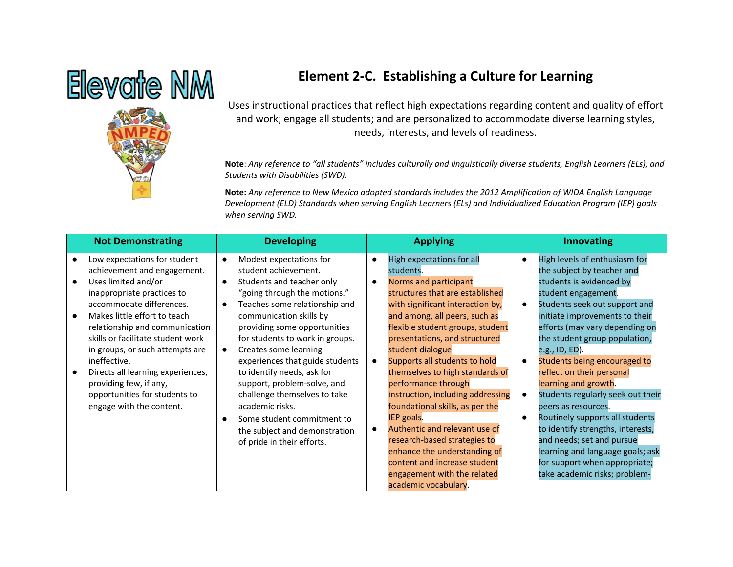Elevate NM

NMPED

# Element 2-C. Establishing a Culture for Learning

Uses instructional practices that reflect high expectations regarding content and quality of effort and work; engage all students; and are personalized to accommodate diverse learning styles, needs, interests, and levels of readiness.

**Note**: *Any reference to "all students" includes culturally and linguistically diverse students, English Learners (ELs), and Students with Disabilities (SWD).*

**Note:** *Any reference to New Mexico adopted standards includes the 2012 Amplification of WIDA English Language Development (ELD) Standards when serving English Learners (ELs) and Individualized Education Program (IEP) goals when serving SWD.*

| Not Demonstrating | Developing | Applying | Innovating |
| --- | --- | --- | --- |
| • Low expectations for student achievement and engagement.<br>• Uses limited and/or inappropriate practices to accommodate differences.<br>• Makes little effort to teach relationship and communication skills or facilitate student work in groups, or such attempts are ineffective.<br>• Directs all learning experiences, providing few, if any, opportunities for students to engage with the content. | • Modest expectations for student achievement.<br>• Students and teacher only "going through the motions."<br>• Teaches some relationship and communication skills by providing some opportunities for students to work in groups.<br>• Creates some learning experiences that guide students to identify needs, ask for support, problem-solve, and challenge themselves to take academic risks.<br>• Some student commitment to the subject and demonstration of pride in their efforts. | • High expectations for all students.<br>• Norms and participant structures that are established with significant interaction by, and among, all peers, such as flexible student groups, student presentations, and structured student dialogue.<br>• Supports all students to hold themselves to high standards of performance through instruction, including addressing foundational skills, as per the IEP goals.<br>• Authentic and relevant use of research-based strategies to enhance the understanding of content and increase student engagement with the related academic vocabulary. | • High levels of enthusiasm for the subject by teacher and students is evidenced by student engagement.<br>• Students seek out support and initiate improvements to their efforts (may vary depending on the student group population, e.g., ID, ED).<br>• Students being encouraged to reflect on their personal learning and growth.<br>• Students regularly seek out their peers as resources.<br>• Routinely supports all students to identify strengths, interests, and needs; set and pursue learning and language goals; ask for support when appropriate; take academic risks; problem- |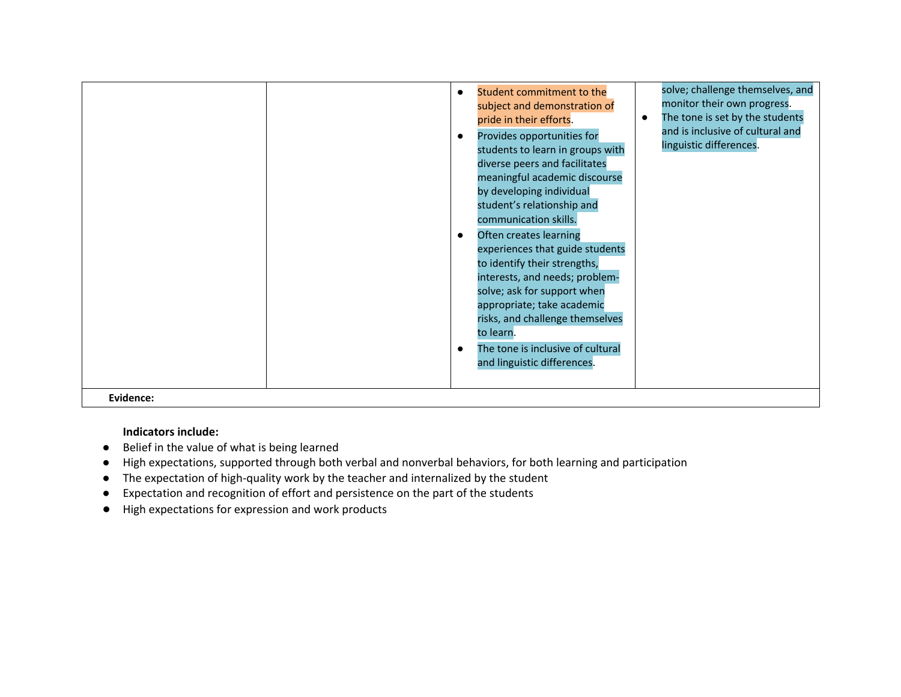|  |  |  |  |
|---|---|---|---|
|  |  | • Student commitment to the subject and demonstration of pride in their efforts.<br>• Provides opportunities for students to learn in groups with diverse peers and facilitates meaningful academic discourse by developing individual student's relationship and communication skills.<br>• Often creates learning experiences that guide students to identify their strengths, interests, and needs; problem-solve; ask for support when appropriate; take academic risks, and challenge themselves to learn.<br>• The tone is inclusive of cultural and linguistic differences. | solve; challenge themselves, and monitor their own progress.<br>• The tone is set by the students and is inclusive of cultural and linguistic differences. |
| **Evidence:** |  |  |  |

**Indicators include:**

- Belief in the value of what is being learned
- High expectations, supported through both verbal and nonverbal behaviors, for both learning and participation
- The expectation of high-quality work by the teacher and internalized by the student
- Expectation and recognition of effort and persistence on the part of the students
- High expectations for expression and work products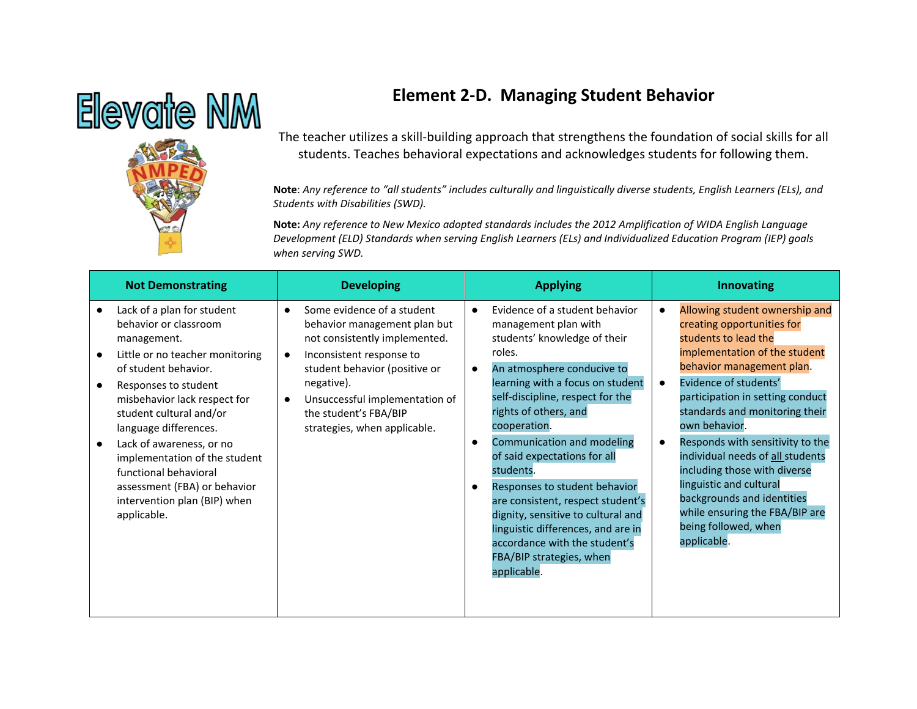# Element 2-D. Managing Student Behavior

The teacher utilizes a skill-building approach that strengthens the foundation of social skills for all students. Teaches behavioral expectations and acknowledges students for following them.

**Note**: *Any reference to "all students" includes culturally and linguistically diverse students, English Learners (ELs), and Students with Disabilities (SWD).*

**Note:** *Any reference to New Mexico adopted standards includes the 2012 Amplification of WIDA English Language Development (ELD) Standards when serving English Learners (ELs) and Individualized Education Program (IEP) goals when serving SWD.*

| Not Demonstrating | Developing | Applying | Innovating |
| --- | --- | --- | --- |
| • Lack of a plan for student behavior or classroom management.<br>• Little or no teacher monitoring of student behavior.<br>• Responses to student misbehavior lack respect for student cultural and/or language differences.<br>• Lack of awareness, or no implementation of the student functional behavioral assessment (FBA) or behavior intervention plan (BIP) when applicable. | • Some evidence of a student behavior management plan but not consistently implemented.<br>• Inconsistent response to student behavior (positive or negative).<br>• Unsuccessful implementation of the student's FBA/BIP strategies, when applicable. | • Evidence of a student behavior management plan with students' knowledge of their roles.<br>• An atmosphere conducive to learning with a focus on student self-discipline, respect for the rights of others, and cooperation.<br>• Communication and modeling of said expectations for all students.<br>• Responses to student behavior are consistent, respect student's dignity, sensitive to cultural and linguistic differences, and are in accordance with the student's FBA/BIP strategies, when applicable. | • Allowing student ownership and creating opportunities for students to lead the implementation of the student behavior management plan.<br>• Evidence of students' participation in setting conduct standards and monitoring their own behavior.<br>• Responds with sensitivity to the individual needs of all students including those with diverse linguistic and cultural backgrounds and identities while ensuring the FBA/BIP are being followed, when applicable. |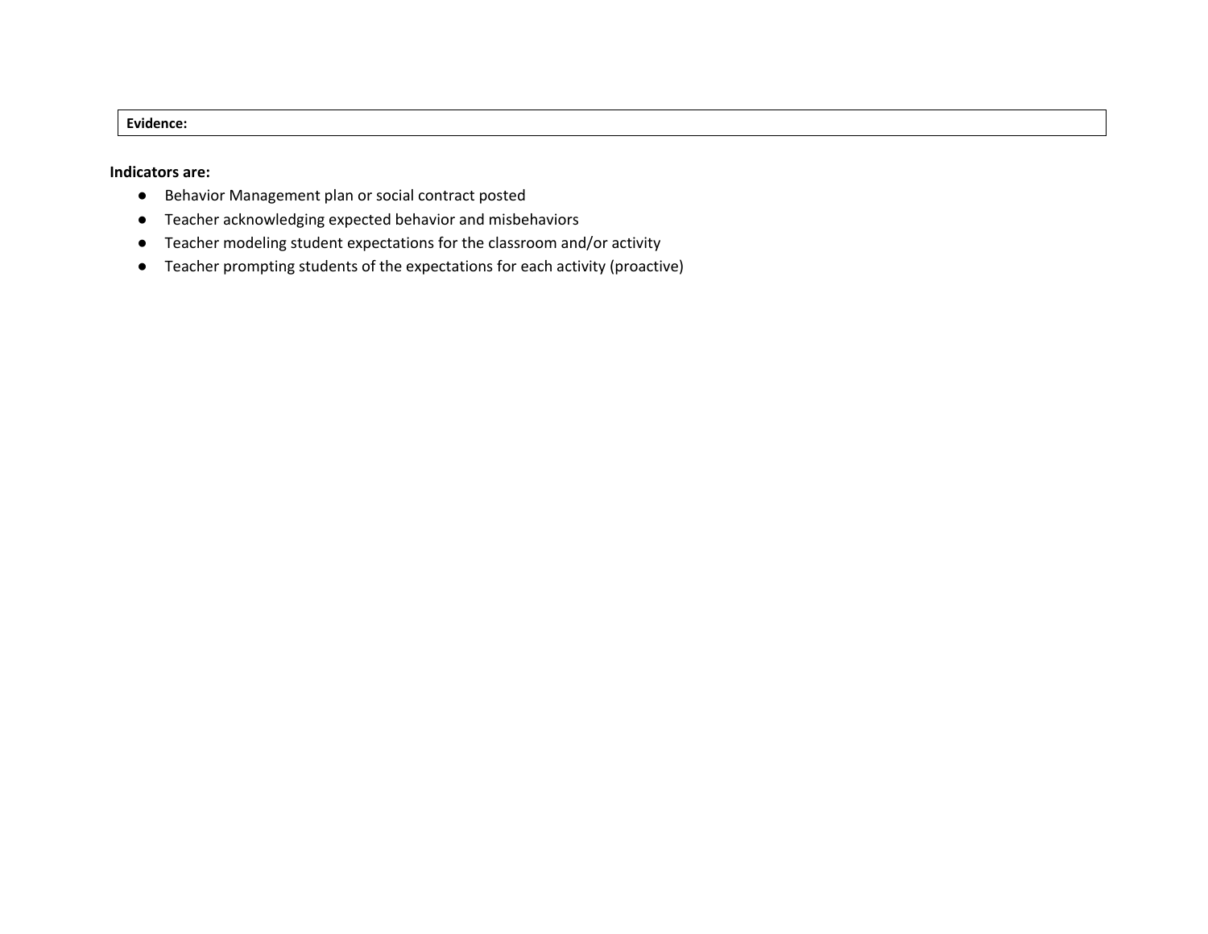| **Evidence:** |
| --- |

**Indicators are:**

- Behavior Management plan or social contract posted
- Teacher acknowledging expected behavior and misbehaviors
- Teacher modeling student expectations for the classroom and/or activity
- Teacher prompting students of the expectations for each activity (proactive)